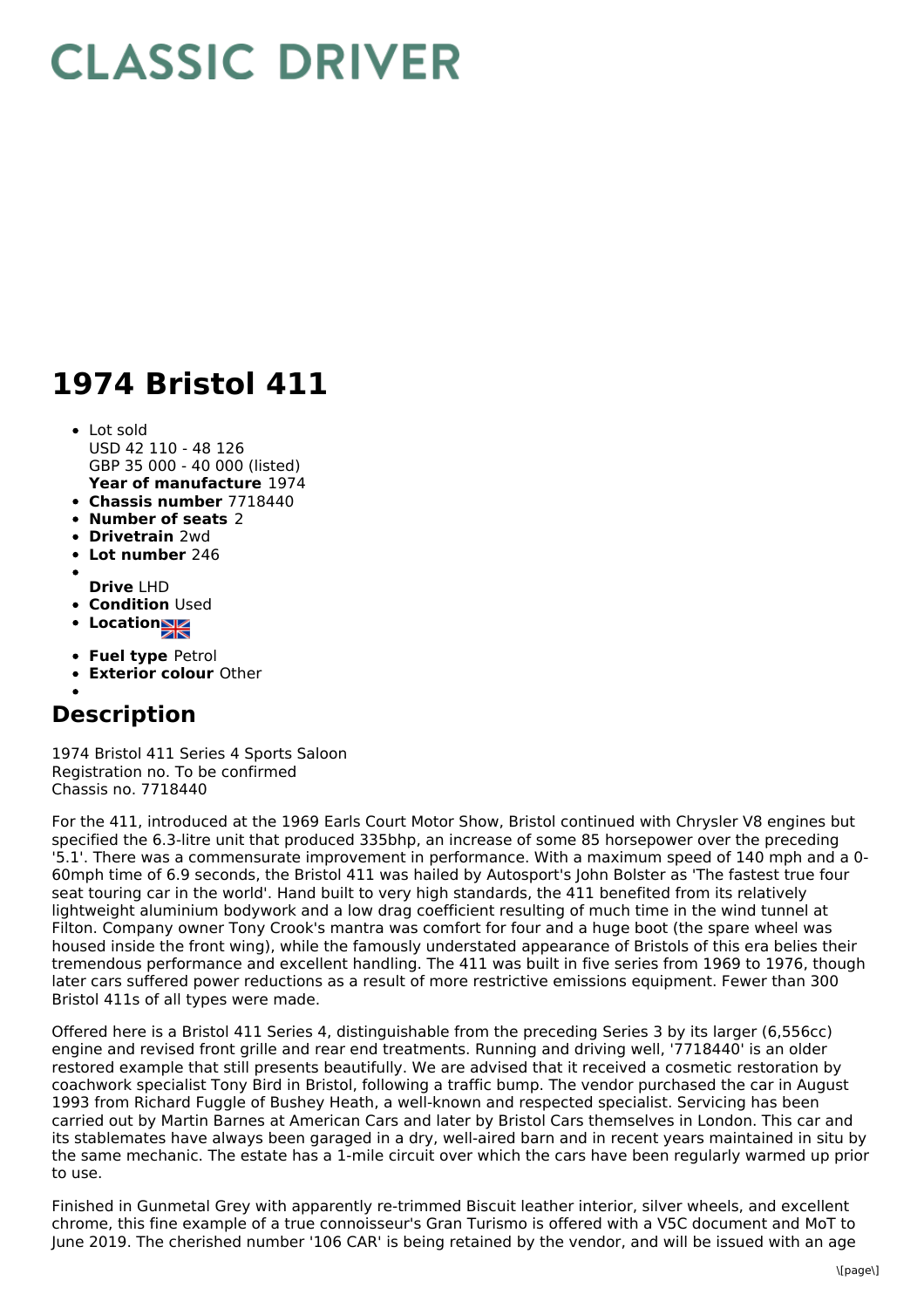# CLASSIC DRIVER

# 1974 Bristol 411

- Lot sold
  USD 42 110 - 48 126
  GBP 35 000 - 40 000 (listed)
  **Year of manufacture** 1974
- **Chassis number** 7718440
- **Number of seats** 2
- **Drivetrain** 2wd
- **Lot number** 246
- 
  **Drive** LHD
- **Condition** Used
- **Location**
- **Fuel type** Petrol
- **Exterior colour** Other
- 

## Description

1974 Bristol 411 Series 4 Sports Saloon
Registration no. To be confirmed
Chassis no. 7718440

For the 411, introduced at the 1969 Earls Court Motor Show, Bristol continued with Chrysler V8 engines but specified the 6.3-litre unit that produced 335bhp, an increase of some 85 horsepower over the preceding '5.1'. There was a commensurate improvement in performance. With a maximum speed of 140 mph and a 0-60mph time of 6.9 seconds, the Bristol 411 was hailed by Autosport's John Bolster as 'The fastest true four seat touring car in the world'. Hand built to very high standards, the 411 benefited from its relatively lightweight aluminium bodywork and a low drag coefficient resulting of much time in the wind tunnel at Filton. Company owner Tony Crook's mantra was comfort for four and a huge boot (the spare wheel was housed inside the front wing), while the famously understated appearance of Bristols of this era belies their tremendous performance and excellent handling. The 411 was built in five series from 1969 to 1976, though later cars suffered power reductions as a result of more restrictive emissions equipment. Fewer than 300 Bristol 411s of all types were made.

Offered here is a Bristol 411 Series 4, distinguishable from the preceding Series 3 by its larger (6,556cc) engine and revised front grille and rear end treatments. Running and driving well, '7718440' is an older restored example that still presents beautifully. We are advised that it received a cosmetic restoration by coachwork specialist Tony Bird in Bristol, following a traffic bump. The vendor purchased the car in August 1993 from Richard Fuggle of Bushey Heath, a well-known and respected specialist. Servicing has been carried out by Martin Barnes at American Cars and later by Bristol Cars themselves in London. This car and its stablemates have always been garaged in a dry, well-aired barn and in recent years maintained in situ by the same mechanic. The estate has a 1-mile circuit over which the cars have been regularly warmed up prior to use.

Finished in Gunmetal Grey with apparently re-trimmed Biscuit leather interior, silver wheels, and excellent chrome, this fine example of a true connoisseur's Gran Turismo is offered with a V5C document and MoT to June 2019. The cherished number '106 CAR' is being retained by the vendor, and will be issued with an age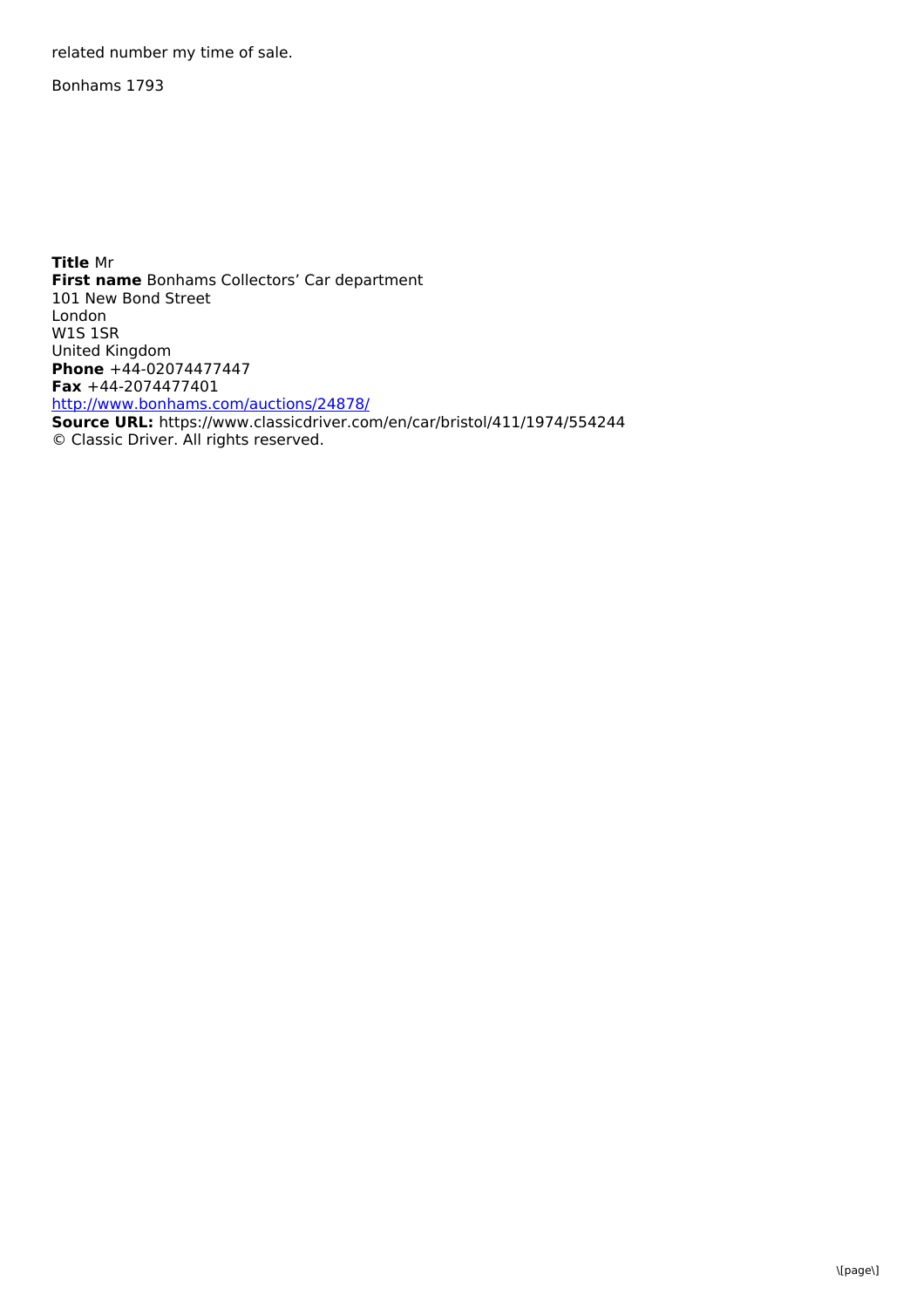related number my time of sale.

Bonhams 1793

**Title** Mr
**First name** Bonhams Collectors' Car department
101 New Bond Street
London
W1S 1SR
United Kingdom
**Phone** +44-02074477447
**Fax** +44-2074477401
[http://www.bonhams.com/auctions/24878/](http://www.bonhams.com/auctions/24878/)
**Source URL:** https://www.classicdriver.com/en/car/bristol/411/1974/554244
© Classic Driver. All rights reserved.